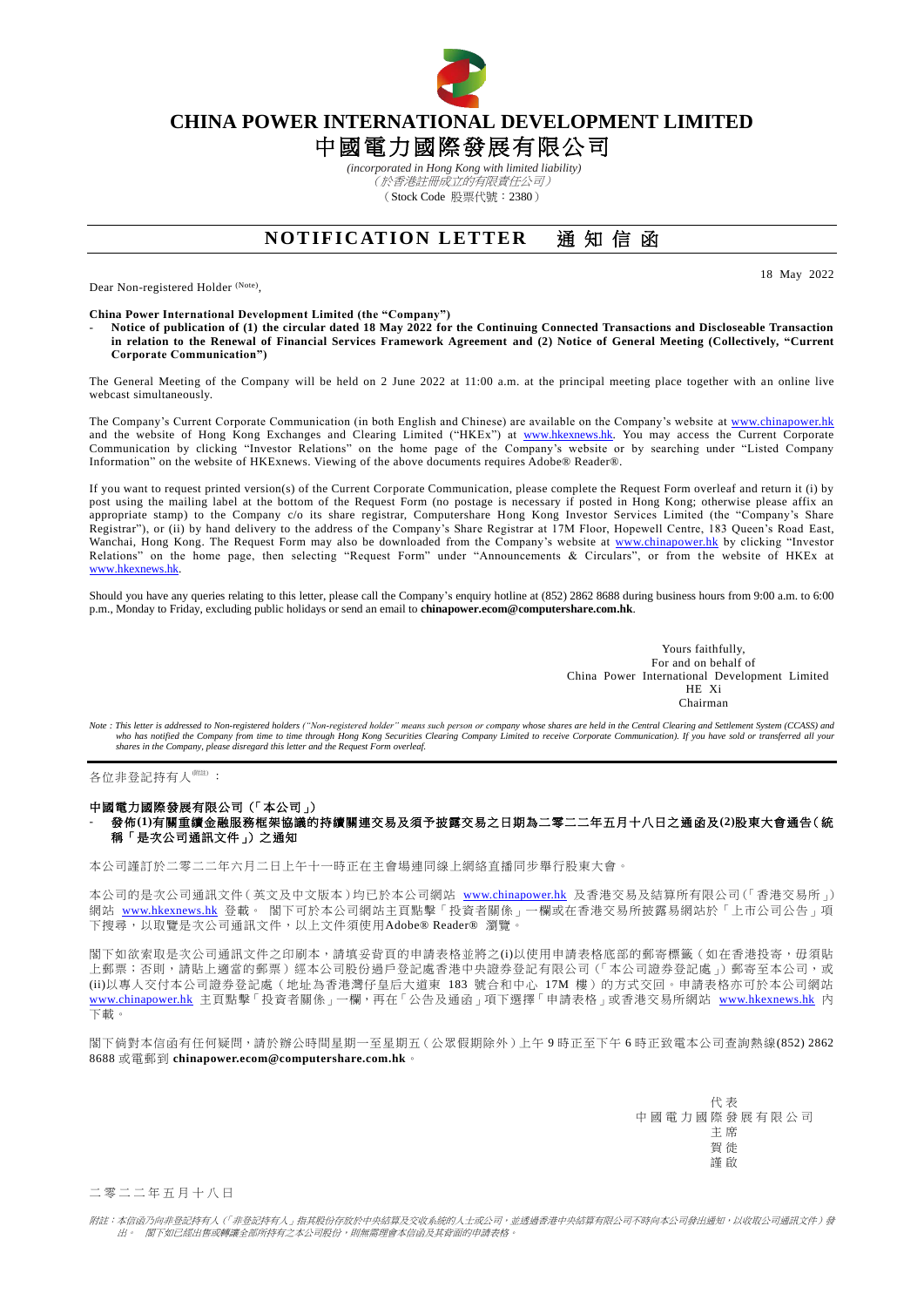# CHINA POWER INTERNATIONAL DEVELOPMENT LIMITED

# 中國電力國際發展有限公司

*(incorporated in Hong Kong with limited liability)*
*（於香港註冊成立的有限責任公司）*
（Stock Code 股票代號：2380）

## NOTIFICATION LETTER 通知信函

18 May 2022

Dear Non-registered Holder (Note),

**China Power International Development Limited (the "Company")**

- **Notice of publication of (1) the circular dated 18 May 2022 for the Continuing Connected Transactions and Discloseable Transaction in relation to the Renewal of Financial Services Framework Agreement and (2) Notice of General Meeting (Collectively, "Current Corporate Communication")**

The General Meeting of the Company will be held on 2 June 2022 at 11:00 a.m. at the principal meeting place together with an online live webcast simultaneously.

The Company's Current Corporate Communication (in both English and Chinese) are available on the Company's website at www.chinapower.hk and the website of Hong Kong Exchanges and Clearing Limited ("HKEx") at www.hkexnews.hk. You may access the Current Corporate Communication by clicking "Investor Relations" on the home page of the Company's website or by searching under "Listed Company Information" on the website of HKExnews. Viewing of the above documents requires Adobe® Reader®.

If you want to request printed version(s) of the Current Corporate Communication, please complete the Request Form overleaf and return it (i) by post using the mailing label at the bottom of the Request Form (no postage is necessary if posted in Hong Kong; otherwise please affix an appropriate stamp) to the Company c/o its share registrar, Computershare Hong Kong Investor Services Limited (the "Company's Share Registrar"), or (ii) by hand delivery to the address of the Company's Share Registrar at 17M Floor, Hopewell Centre, 183 Queen's Road East, Wanchai, Hong Kong. The Request Form may also be downloaded from the Company's website at www.chinapower.hk by clicking "Investor Relations" on the home page, then selecting "Request Form" under "Announcements & Circulars", or from the website of HKEx at www.hkexnews.hk.

Should you have any queries relating to this letter, please call the Company's enquiry hotline at (852) 2862 8688 during business hours from 9:00 a.m. to 6:00 p.m., Monday to Friday, excluding public holidays or send an email to **chinapower.ecom@computershare.com.hk**.

Yours faithfully,
For and on behalf of
China Power International Development Limited
HE Xi
Chairman

*Note : This letter is addressed to Non-registered holders ("Non-registered holder" means such person or company whose shares are held in the Central Clearing and Settlement System (CCASS) and who has notified the Company from time to time through Hong Kong Securities Clearing Company Limited to receive Corporate Communication). If you have sold or transferred all your shares in the Company, please disregard this letter and the Request Form overleaf.*

---

各位非登記持有人(附註)：

**中國電力國際發展有限公司（「本公司」）**

- **發佈(1)有關重續金融服務框架協議的持續關連交易及須予披露交易之日期為二零二二年五月十八日之通函及(2)股東大會通告（統稱「是次公司通訊文件」）之通知**

本公司謹訂於二零二二年六月二日上午十一時正在主會場連同線上網絡直播同步舉行股東大會。

本公司的是次公司通訊文件（英文及中文版本）均已於本公司網站 www.chinapower.hk 及香港交易及結算所有限公司（「香港交易所」）網站 www.hkexnews.hk 登載。 閣下可於本公司網站主頁點擊「投資者關係」一欄或在香港交易所披露易網站於「上市公司公告」項下搜尋，以取覽是次公司通訊文件，以上文件須使用Adobe® Reader® 瀏覽。

閣下如欲索取是次公司通訊文件之印刷本，請填妥背頁的申請表格並將之(i)以使用申請表格底部的郵寄標籤（如在香港投寄，毋須貼上郵票；否則，請貼上適當的郵票）經本公司股份過戶登記處香港中央證券登記有限公司（「本公司證券登記處」）郵寄至本公司，或(ii)以專人交付本公司證券登記處（地址為香港灣仔皇后大道東 183 號合和中心 17M 樓）的方式交回。申請表格亦可於本公司網站 www.chinapower.hk 主頁點擊「投資者關係」一欄，再在「公告及通函」項下選擇「申請表格」或香港交易所網站 www.hkexnews.hk 內下載。

閣下倘對本信函有任何疑問，請於辦公時間星期一至星期五（公眾假期除外）上午 9 時正至下午 6 時正致電本公司查詢熱線(852) 2862 8688 或電郵到 **chinapower.ecom@computershare.com.hk**。

代表
中國電力國際發展有限公司
主席
賀徙
謹啟

二零二二年五月十八日

*附註：本信函乃向非登記持有人（「非登記持有人」指其股份存放於中央結算及交收系統的人士或公司，並透過香港中央結算有限公司不時向本公司發出通知，以收取公司通訊文件）發出。 閣下如已經出售或轉讓全部所持有之本公司股份，則無需理會本信函及其背面的申請表格。*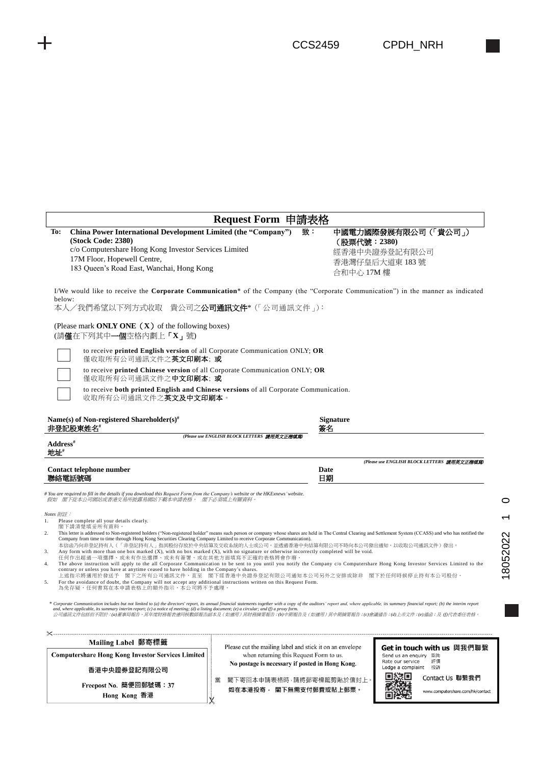# Request Form 申請表格

**To:** **China Power International Development Limited (the "Company")** **(Stock Code: 2380)**
c/o Computershare Hong Kong Investor Services Limited
17M Floor, Hopewell Centre,
183 Queen's Road East, Wanchai, Hong Kong

致：**中國電力國際發展有限公司（「貴公司」）** **（股票代號：2380）**
經香港中央證券登記有限公司
香港灣仔皇后大道東 183 號
合和中心 17M 樓

I/We would like to receive the **Corporate Communication*** of the Company (the "Corporate Communication") in the manner as indicated below:
本人／我們希望以下列方式收取　貴公司之**公司通訊文件***（「公司通訊文件」）：

(Please mark **ONLY ONE**（**X**）of the following boxes)
(請**僅**在下列其中**一個**空格內劃上「**X**」號)

☐ to receive **printed English version** of all Corporate Communication ONLY; **OR**
僅收取所有公司通訊文件之**英文印刷本**；**或**

☐ to receive **printed Chinese version** of all Corporate Communication ONLY; **OR**
僅收取所有公司通訊文件之**中文印刷本**；**或**

☐ to receive **both printed English and Chinese versions** of all Corporate Communication.
收取所有公司通訊文件之**英文及中文印刷本**。

| | |
|---|---|
| **Name(s) of Non-registered Shareholder(s)#** **非登記股東姓名#** *(Please use ENGLISH BLOCK LETTERS 請用英文正楷填寫)* | **Signature** **簽名** |
| **Address#** **地址#** *(Please use ENGLISH BLOCK LETTERS 請用英文正楷填寫)* | |
| **Contact telephone number** **聯絡電話號碼** | **Date** **日期** |

*# You are required to fill in the details if you download this Request Form from the Company's website or the HKExnews' website.*
*假如　閣下從本公司網站或香港交易所披露易網站下載本申請表格，　閣下必須填上有關資料。*

*Notes 附註：*

1. Please complete all your details clearly.
閣下請清楚填妥所有資料。
2. This letter is addressed to Non-registered holders ("Non-registered holder" means such person or company whose shares are held in The Central Clearing and Settlement System (CCASS) and who has notified the Company from time to time through Hong Kong Securities Clearing Company Limited to receive Corporate Communication).
本信函乃向非登記持有人（「非登記持有人」指其股份存放於中央結算及交收系統的人士或公司，並透過香港中央結算有限公司不時向本公司發出通知，以收取公司通訊文件）發出。
3. Any form with more than one box marked (X), with no box marked (X), with no signature or otherwise incorrectly completed will be void.
任何作出超過一項選擇、或未有作出選擇、或未有簽署、或在其他方面填寫不正確的表格將會作廢。
4. The above instruction will apply to the all Corporate Communication to be sent to you until you notify the Company c/o Computershare Hong Kong Investor Services Limited to the contrary or unless you have at anytime ceased to have holding in the Company's shares.
上述指示將適用於發送予　閣下之所有公司通訊文件，直至　閣下經香港中央證券登記有限公司通知本公司另外之安排或除非　閣下於任何時候停止持有本公司股份。
5. For the avoidance of doubt, the Company will not accept any additional instructions written on this Request Form.
為免存疑，任何書寫在本申請表格上的額外指示，本公司將不予處理。

*\* Corporate Communication includes but not limited to (a) the directors' report, its annual financial statements together with a copy of the auditors' report and, where applicable, its summary financial report; (b) the interim report and, where applicable, its summary interim report; (c) a notice of meeting; (d) a listing document; (e) a circular; and (f) a proxy form.*
*公司通訊文件包括但不限於：(a)董事局報告、其年度財務報表連同核數師報告副本及（如適用）其財務摘要報告；(b)中期報告及（如適用）其中期摘要報告；(c)會議通告；(d)上市文件；(e)通函；及 (f)代表委任表格。*

---

**Mailing Label 郵寄標籤**

**Computershare Hong Kong Investor Services Limited**

**香港中央證券登記有限公司**

**Freepost No. 簡便回郵號碼：37**

**Hong Kong 香港**

Please cut the mailing label and stick it on an envelope when returning this Request Form to us.
**No postage is necessary if posted in Hong Kong.**

當　閣下寄回本申請表格時，請將郵寄標籤剪貼於信封上。
**如在本港投寄，　閣下無需支付郵費或貼上郵票。**

**Get in touch with us 與我們聯繫**
Send us an enquiry 查詢
Rate our service 評價
Lodge a complaint 投訴
Contact Us 聯繫我們
www.computershare.com/hk/contact